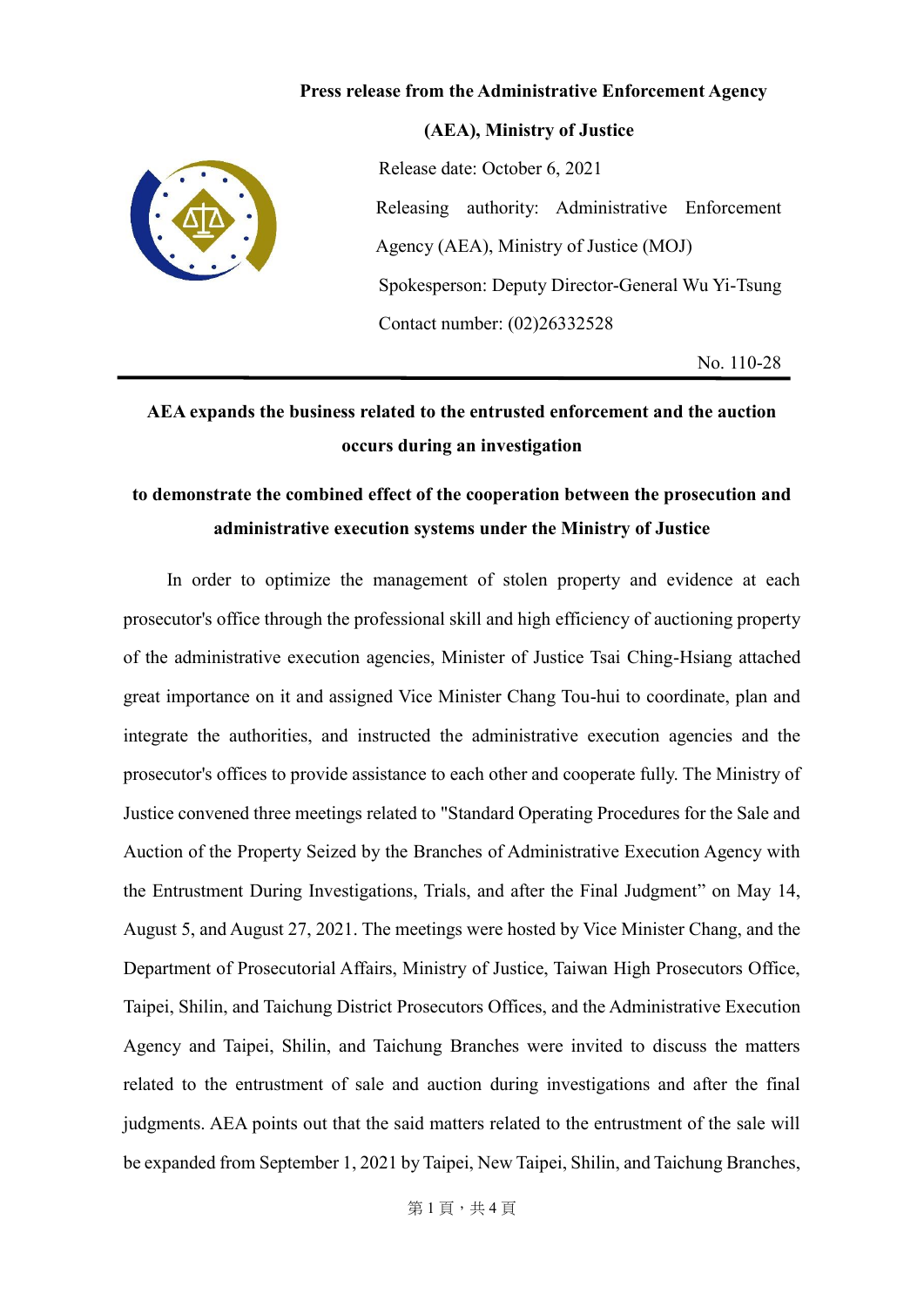**Press release from the Administrative Enforcement Agency (AEA), Ministry of Justice**

Release date: October 6, 2021

Releasing authority: Administrative Enforcement Agency (AEA), Ministry of Justice (MOJ)

Spokesperson: Deputy Director-General Wu Yi-Tsung

Contact number: (02)26332528

No. 110-28

---

## AEA expands the business related to the entrusted enforcement and the auction occurs during an investigation

## to demonstrate the combined effect of the cooperation between the prosecution and administrative execution systems under the Ministry of Justice

In order to optimize the management of stolen property and evidence at each prosecutor's office through the professional skill and high efficiency of auctioning property of the administrative execution agencies, Minister of Justice Tsai Ching-Hsiang attached great importance on it and assigned Vice Minister Chang Tou-hui to coordinate, plan and integrate the authorities, and instructed the administrative execution agencies and the prosecutor's offices to provide assistance to each other and cooperate fully. The Ministry of Justice convened three meetings related to "Standard Operating Procedures for the Sale and Auction of the Property Seized by the Branches of Administrative Execution Agency with the Entrustment During Investigations, Trials, and after the Final Judgment" on May 14, August 5, and August 27, 2021. The meetings were hosted by Vice Minister Chang, and the Department of Prosecutorial Affairs, Ministry of Justice, Taiwan High Prosecutors Office, Taipei, Shilin, and Taichung District Prosecutors Offices, and the Administrative Execution Agency and Taipei, Shilin, and Taichung Branches were invited to discuss the matters related to the entrustment of sale and auction during investigations and after the final judgments. AEA points out that the said matters related to the entrustment of the sale will be expanded from September 1, 2021 by Taipei, New Taipei, Shilin, and Taichung Branches,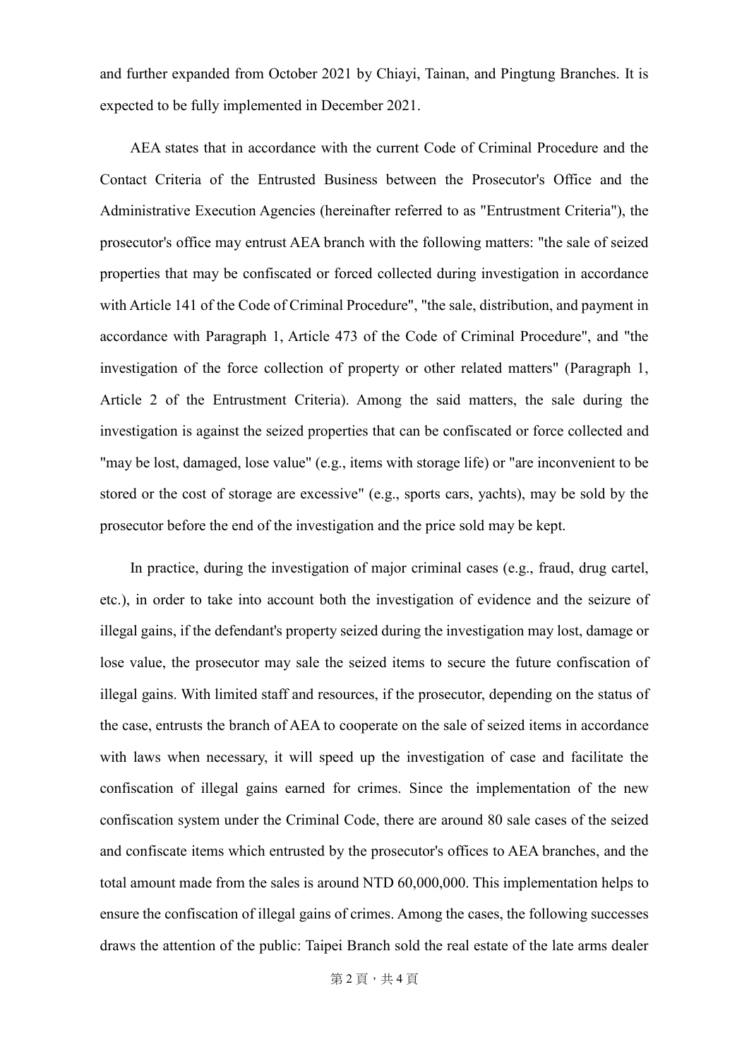and further expanded from October 2021 by Chiayi, Tainan, and Pingtung Branches. It is expected to be fully implemented in December 2021.

AEA states that in accordance with the current Code of Criminal Procedure and the Contact Criteria of the Entrusted Business between the Prosecutor's Office and the Administrative Execution Agencies (hereinafter referred to as "Entrustment Criteria"), the prosecutor's office may entrust AEA branch with the following matters: "the sale of seized properties that may be confiscated or forced collected during investigation in accordance with Article 141 of the Code of Criminal Procedure", "the sale, distribution, and payment in accordance with Paragraph 1, Article 473 of the Code of Criminal Procedure", and "the investigation of the force collection of property or other related matters" (Paragraph 1, Article 2 of the Entrustment Criteria). Among the said matters, the sale during the investigation is against the seized properties that can be confiscated or force collected and "may be lost, damaged, lose value" (e.g., items with storage life) or "are inconvenient to be stored or the cost of storage are excessive" (e.g., sports cars, yachts), may be sold by the prosecutor before the end of the investigation and the price sold may be kept.

In practice, during the investigation of major criminal cases (e.g., fraud, drug cartel, etc.), in order to take into account both the investigation of evidence and the seizure of illegal gains, if the defendant's property seized during the investigation may lost, damage or lose value, the prosecutor may sale the seized items to secure the future confiscation of illegal gains. With limited staff and resources, if the prosecutor, depending on the status of the case, entrusts the branch of AEA to cooperate on the sale of seized items in accordance with laws when necessary, it will speed up the investigation of case and facilitate the confiscation of illegal gains earned for crimes. Since the implementation of the new confiscation system under the Criminal Code, there are around 80 sale cases of the seized and confiscate items which entrusted by the prosecutor's offices to AEA branches, and the total amount made from the sales is around NTD 60,000,000. This implementation helps to ensure the confiscation of illegal gains of crimes. Among the cases, the following successes draws the attention of the public: Taipei Branch sold the real estate of the late arms dealer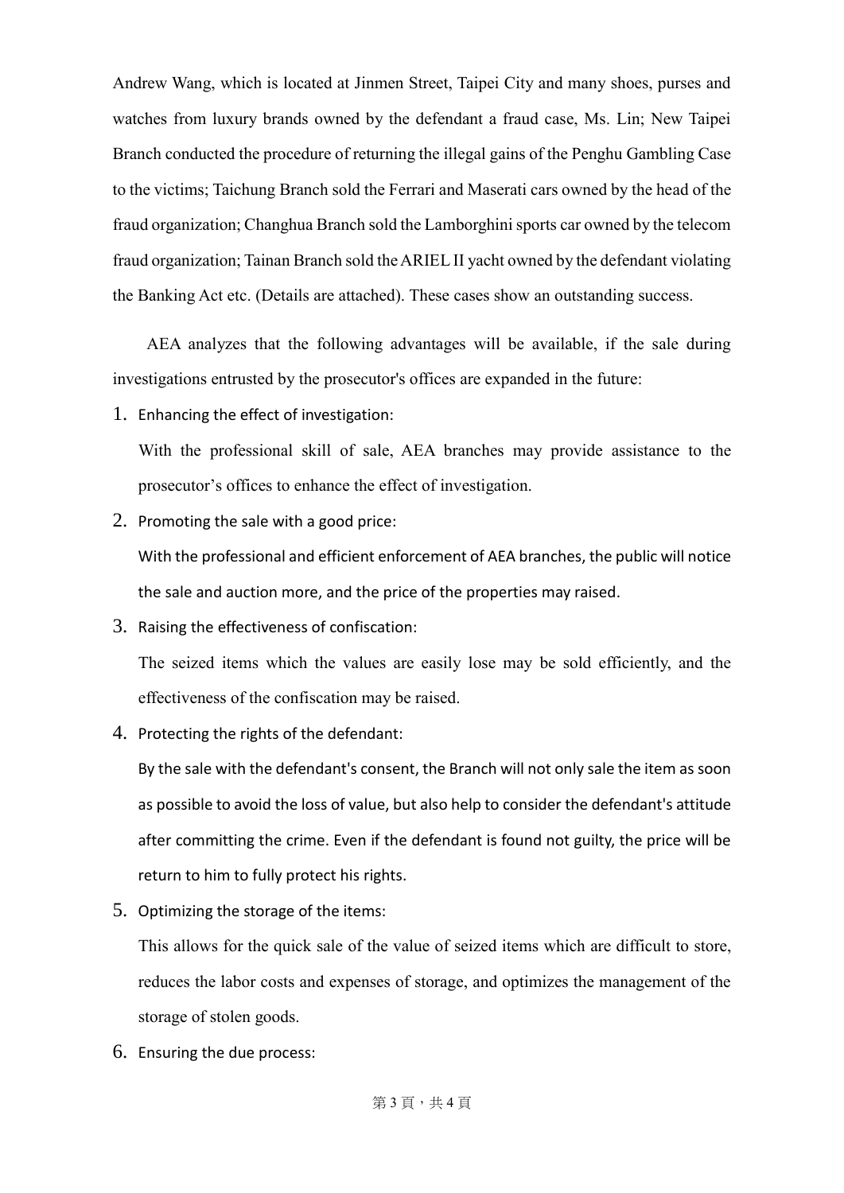Andrew Wang, which is located at Jinmen Street, Taipei City and many shoes, purses and watches from luxury brands owned by the defendant a fraud case, Ms. Lin; New Taipei Branch conducted the procedure of returning the illegal gains of the Penghu Gambling Case to the victims; Taichung Branch sold the Ferrari and Maserati cars owned by the head of the fraud organization; Changhua Branch sold the Lamborghini sports car owned by the telecom fraud organization; Tainan Branch sold the ARIEL II yacht owned by the defendant violating the Banking Act etc. (Details are attached). These cases show an outstanding success.

AEA analyzes that the following advantages will be available, if the sale during investigations entrusted by the prosecutor's offices are expanded in the future:

1. Enhancing the effect of investigation:

   With the professional skill of sale, AEA branches may provide assistance to the prosecutor's offices to enhance the effect of investigation.

2. Promoting the sale with a good price:

   With the professional and efficient enforcement of AEA branches, the public will notice the sale and auction more, and the price of the properties may raised.

3. Raising the effectiveness of confiscation:

   The seized items which the values are easily lose may be sold efficiently, and the effectiveness of the confiscation may be raised.

4. Protecting the rights of the defendant:

   By the sale with the defendant's consent, the Branch will not only sale the item as soon as possible to avoid the loss of value, but also help to consider the defendant's attitude after committing the crime. Even if the defendant is found not guilty, the price will be return to him to fully protect his rights.

5. Optimizing the storage of the items:

   This allows for the quick sale of the value of seized items which are difficult to store, reduces the labor costs and expenses of storage, and optimizes the management of the storage of stolen goods.

6. Ensuring the due process: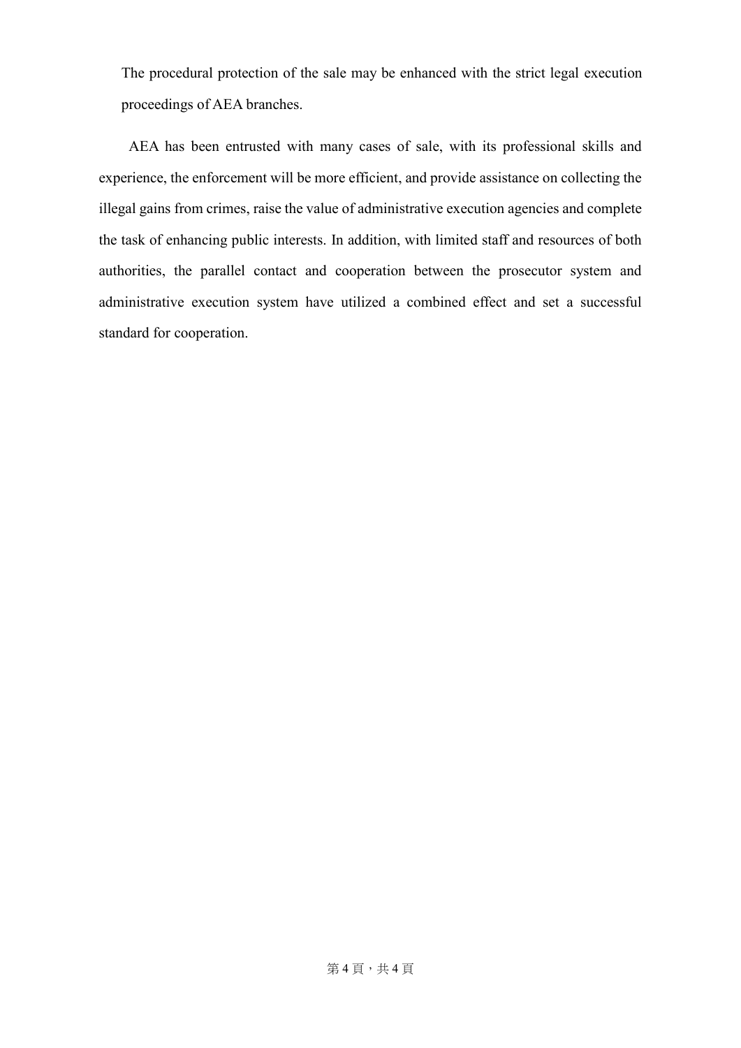The procedural protection of the sale may be enhanced with the strict legal execution proceedings of AEA branches.

AEA has been entrusted with many cases of sale, with its professional skills and experience, the enforcement will be more efficient, and provide assistance on collecting the illegal gains from crimes, raise the value of administrative execution agencies and complete the task of enhancing public interests. In addition, with limited staff and resources of both authorities, the parallel contact and cooperation between the prosecutor system and administrative execution system have utilized a combined effect and set a successful standard for cooperation.